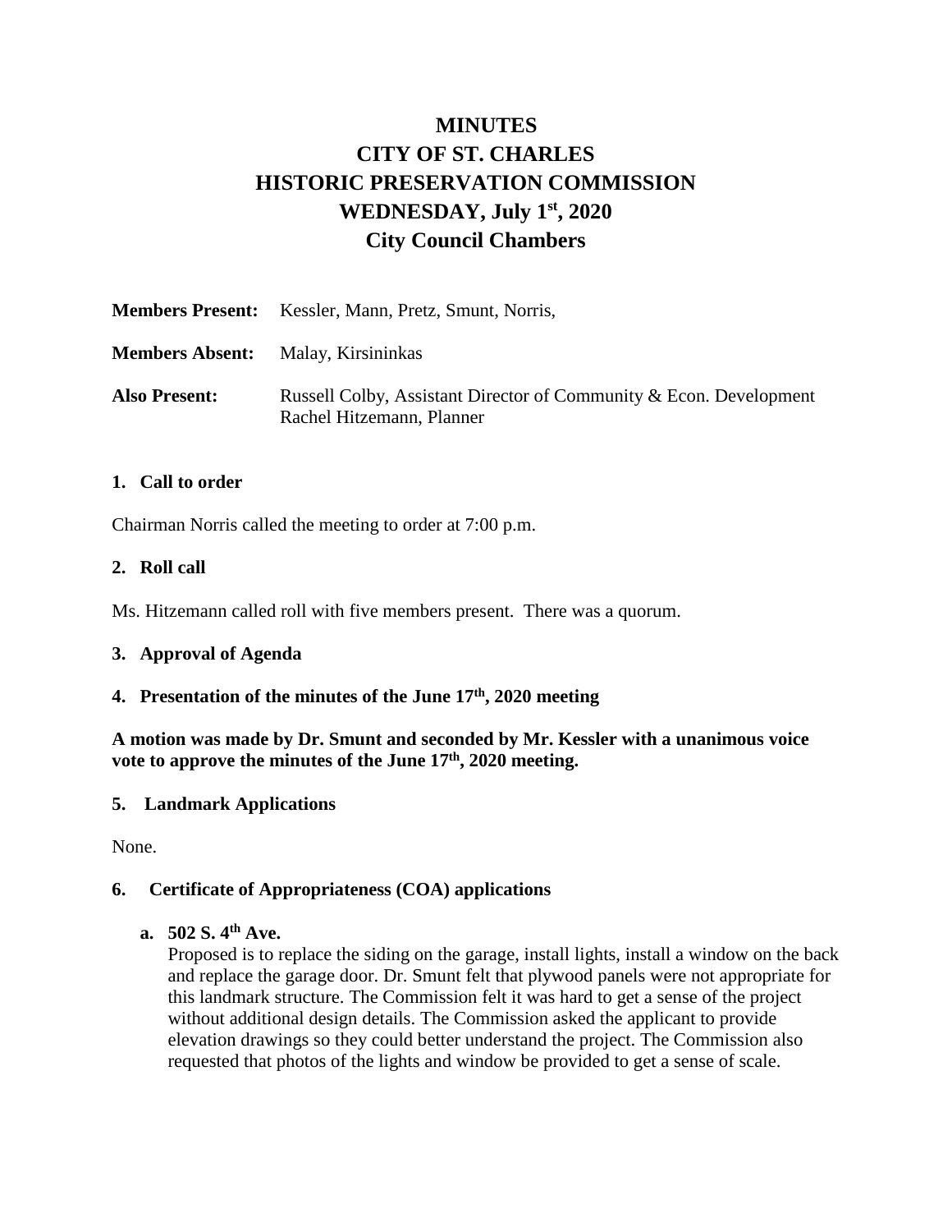# MINUTES
# CITY OF ST. CHARLES
# HISTORIC PRESERVATION COMMISSION
# WEDNESDAY, July 1st, 2020
# City Council Chambers

| | |
|---|---|
| **Members Present:** | Kessler, Mann, Pretz, Smunt, Norris, |
| **Members Absent:** | Malay, Kirsininkas |
| **Also Present:** | Russell Colby, Assistant Director of Community & Econ. Development<br>Rachel Hitzemann, Planner |

### 1. Call to order

Chairman Norris called the meeting to order at 7:00 p.m.

### 2. Roll call

Ms. Hitzemann called roll with five members present. There was a quorum.

### 3. Approval of Agenda

### 4. Presentation of the minutes of the June 17th, 2020 meeting

**A motion was made by Dr. Smunt and seconded by Mr. Kessler with a unanimous voice vote to approve the minutes of the June 17th, 2020 meeting.**

### 5. Landmark Applications

None.

### 6. Certificate of Appropriateness (COA) applications

**a. 502 S. 4th Ave.**

Proposed is to replace the siding on the garage, install lights, install a window on the back and replace the garage door. Dr. Smunt felt that plywood panels were not appropriate for this landmark structure. The Commission felt it was hard to get a sense of the project without additional design details. The Commission asked the applicant to provide elevation drawings so they could better understand the project. The Commission also requested that photos of the lights and window be provided to get a sense of scale.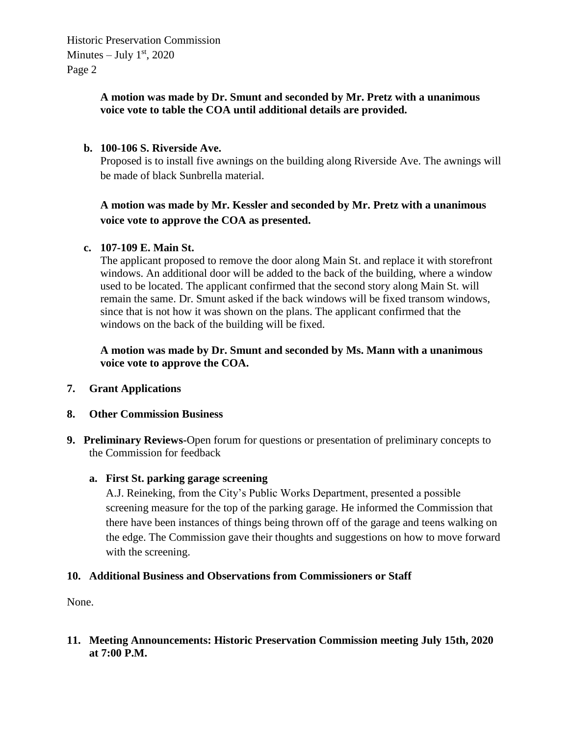**A motion was made by Dr. Smunt and seconded by Mr. Pretz with a unanimous voice vote to table the COA until additional details are provided.**

**b. 100-106 S. Riverside Ave.**

Proposed is to install five awnings on the building along Riverside Ave. The awnings will be made of black Sunbrella material.

**A motion was made by Mr. Kessler and seconded by Mr. Pretz with a unanimous voice vote to approve the COA as presented.**

**c. 107-109 E. Main St.**

The applicant proposed to remove the door along Main St. and replace it with storefront windows. An additional door will be added to the back of the building, where a window used to be located. The applicant confirmed that the second story along Main St. will remain the same. Dr. Smunt asked if the back windows will be fixed transom windows, since that is not how it was shown on the plans. The applicant confirmed that the windows on the back of the building will be fixed.

**A motion was made by Dr. Smunt and seconded by Ms. Mann with a unanimous voice vote to approve the COA.**

**7. Grant Applications**

**8. Other Commission Business**

**9. Preliminary Reviews**-Open forum for questions or presentation of preliminary concepts to the Commission for feedback

**a. First St. parking garage screening**

A.J. Reineking, from the City's Public Works Department, presented a possible screening measure for the top of the parking garage. He informed the Commission that there have been instances of things being thrown off of the garage and teens walking on the edge. The Commission gave their thoughts and suggestions on how to move forward with the screening.

**10. Additional Business and Observations from Commissioners or Staff**

None.

**11. Meeting Announcements: Historic Preservation Commission meeting July 15th, 2020 at 7:00 P.M.**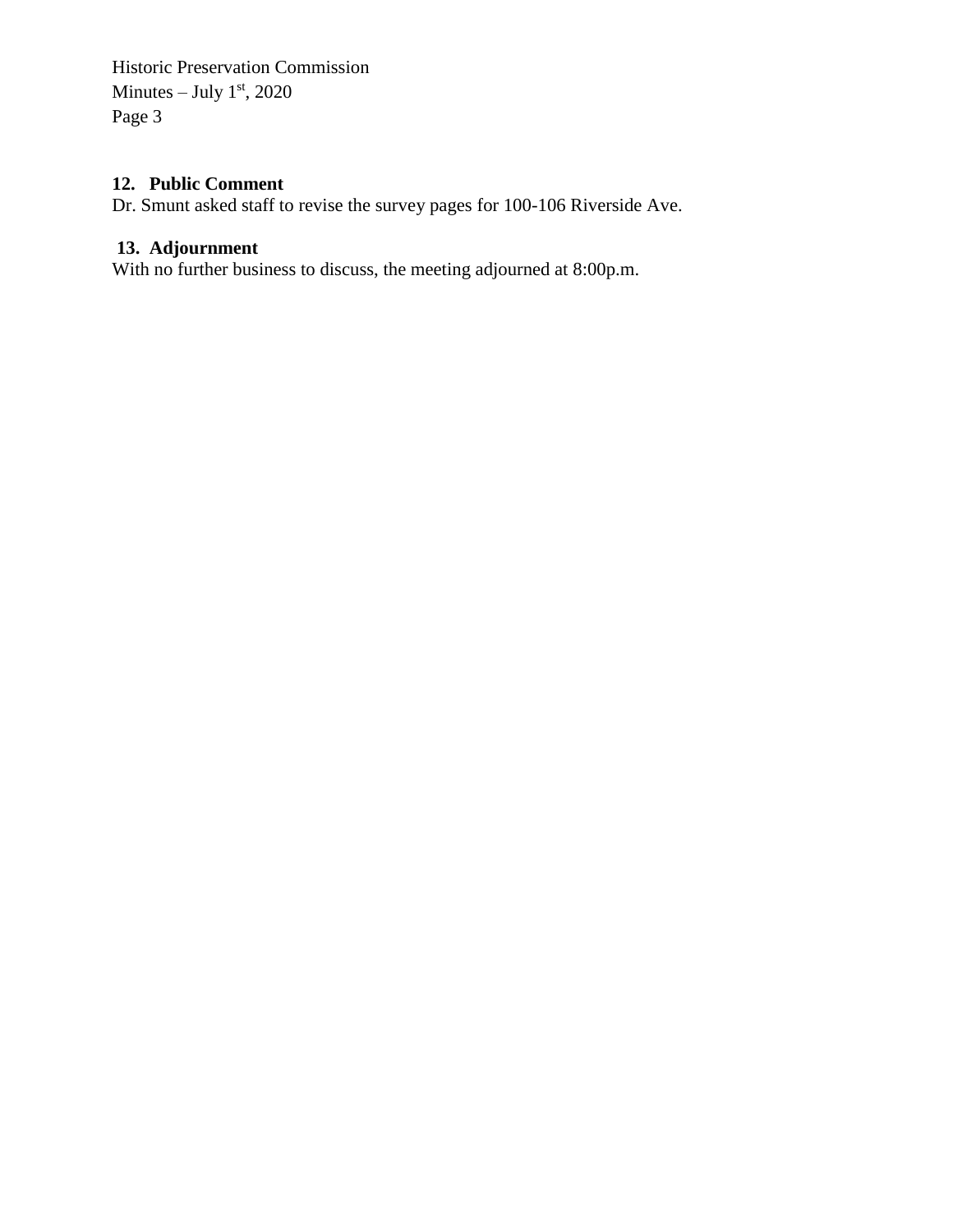### 12. Public Comment

Dr. Smunt asked staff to revise the survey pages for 100-106 Riverside Ave.

### 13. Adjournment

With no further business to discuss, the meeting adjourned at 8:00p.m.